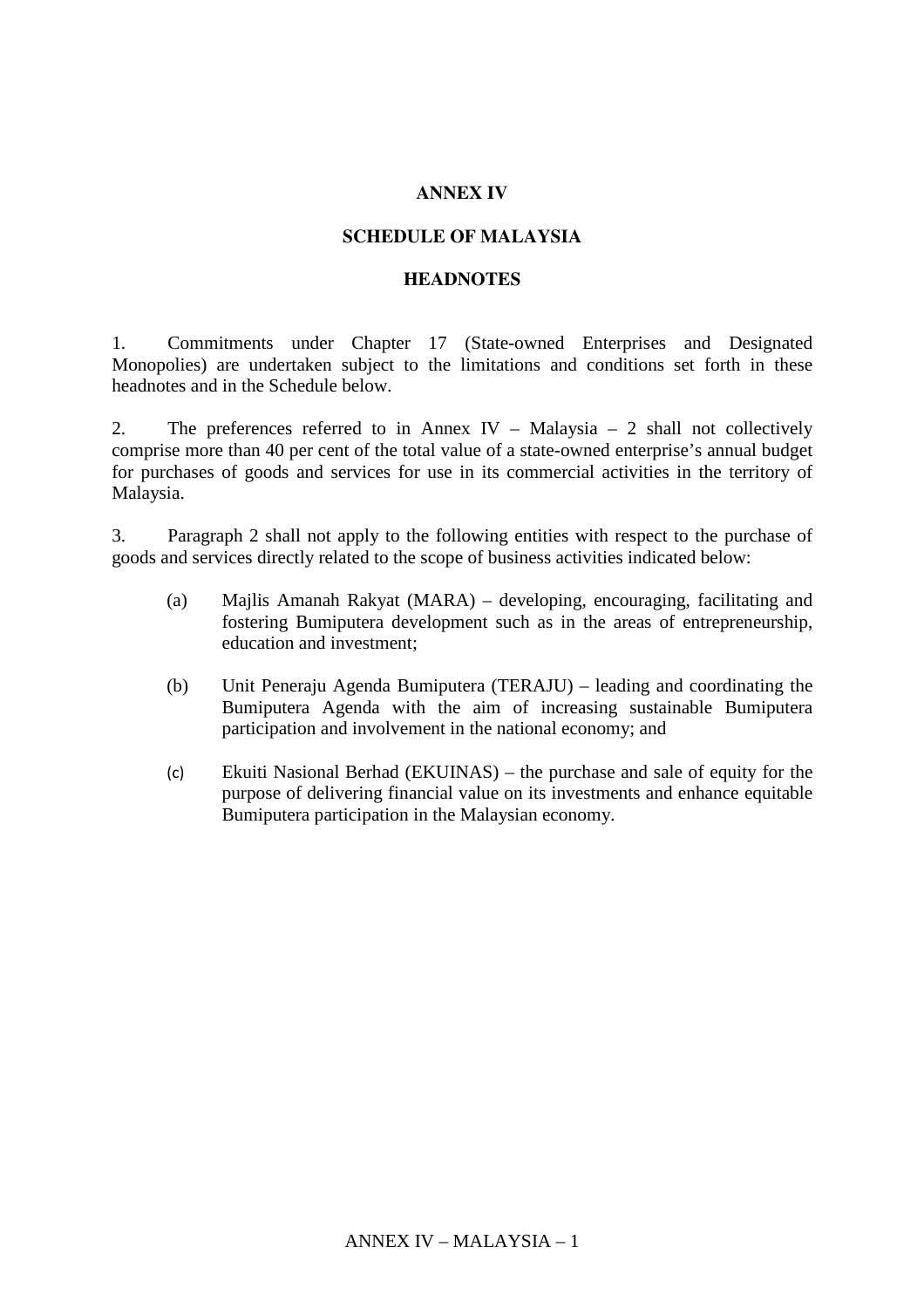# ANNEX IV

## SCHEDULE OF MALAYSIA

## HEADNOTES

1. Commitments under Chapter 17 (State-owned Enterprises and Designated Monopolies) are undertaken subject to the limitations and conditions set forth in these headnotes and in the Schedule below.

2. The preferences referred to in Annex IV – Malaysia – 2 shall not collectively comprise more than 40 per cent of the total value of a state-owned enterprise's annual budget for purchases of goods and services for use in its commercial activities in the territory of Malaysia.

3. Paragraph 2 shall not apply to the following entities with respect to the purchase of goods and services directly related to the scope of business activities indicated below:

   (a) Majlis Amanah Rakyat (MARA) – developing, encouraging, facilitating and fostering Bumiputera development such as in the areas of entrepreneurship, education and investment;

   (b) Unit Peneraju Agenda Bumiputera (TERAJU) – leading and coordinating the Bumiputera Agenda with the aim of increasing sustainable Bumiputera participation and involvement in the national economy; and

   (c) Ekuiti Nasional Berhad (EKUINAS) – the purchase and sale of equity for the purpose of delivering financial value on its investments and enhance equitable Bumiputera participation in the Malaysian economy.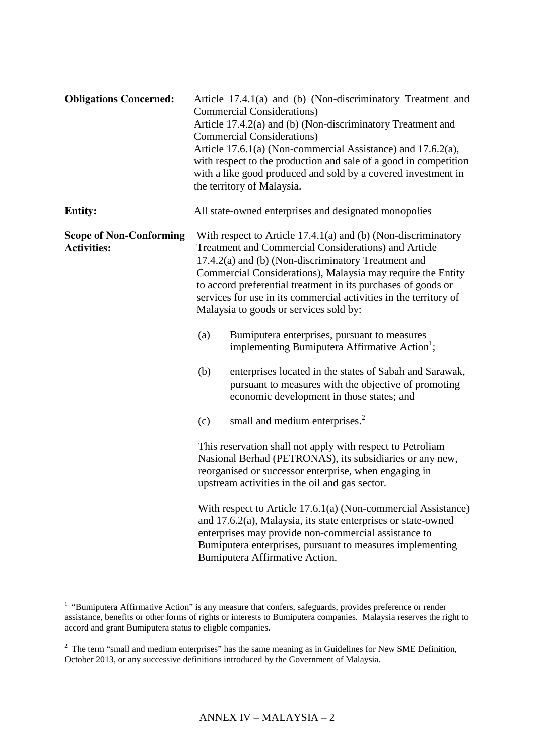**Obligations Concerned:** Article 17.4.1(a) and (b) (Non-discriminatory Treatment and Commercial Considerations)
Article 17.4.2(a) and (b) (Non-discriminatory Treatment and Commercial Considerations)
Article 17.6.1(a) (Non-commercial Assistance) and 17.6.2(a), with respect to the production and sale of a good in competition with a like good produced and sold by a covered investment in the territory of Malaysia.

**Entity:** All state-owned enterprises and designated monopolies

**Scope of Non-Conforming Activities:** With respect to Article 17.4.1(a) and (b) (Non-discriminatory Treatment and Commercial Considerations) and Article 17.4.2(a) and (b) (Non-discriminatory Treatment and Commercial Considerations), Malaysia may require the Entity to accord preferential treatment in its purchases of goods or services for use in its commercial activities in the territory of Malaysia to goods or services sold by:

(a) Bumiputera enterprises, pursuant to measures implementing Bumiputera Affirmative Action[1];

(b) enterprises located in the states of Sabah and Sarawak, pursuant to measures with the objective of promoting economic development in those states; and

(c) small and medium enterprises.[2]

This reservation shall not apply with respect to Petroliam Nasional Berhad (PETRONAS), its subsidiaries or any new, reorganised or successor enterprise, when engaging in upstream activities in the oil and gas sector.

With respect to Article 17.6.1(a) (Non-commercial Assistance) and 17.6.2(a), Malaysia, its state enterprises or state-owned enterprises may provide non-commercial assistance to Bumiputera enterprises, pursuant to measures implementing Bumiputera Affirmative Action.

---

[1] "Bumiputera Affirmative Action" is any measure that confers, safeguards, provides preference or render assistance, benefits or other forms of rights or interests to Bumiputera companies. Malaysia reserves the right to accord and grant Bumiputera status to eligble companies.

[2] The term "small and medium enterprises" has the same meaning as in Guidelines for New SME Definition, October 2013, or any successive definitions introduced by the Government of Malaysia.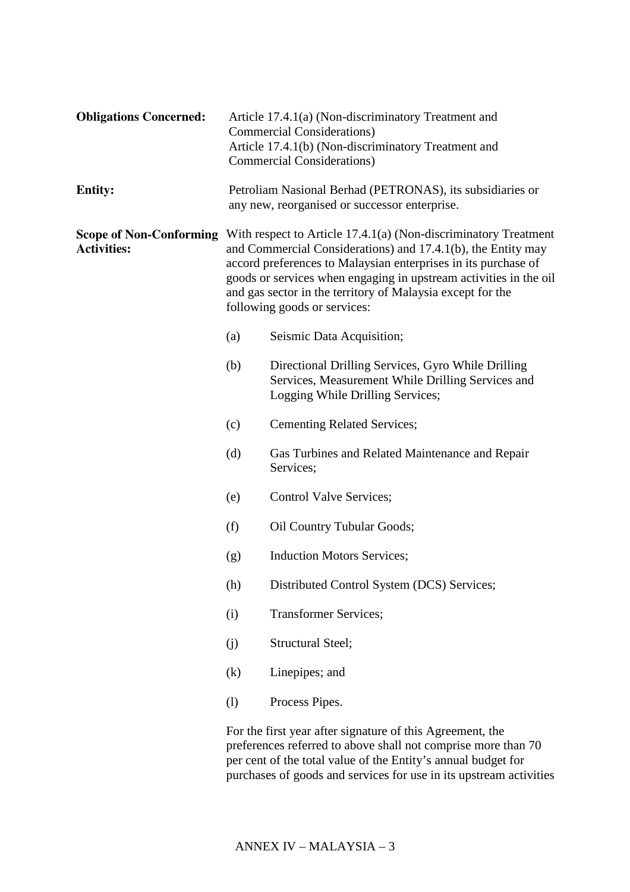**Obligations Concerned:** Article 17.4.1(a) (Non-discriminatory Treatment and Commercial Considerations)
Article 17.4.1(b) (Non-discriminatory Treatment and Commercial Considerations)

**Entity:** Petroliam Nasional Berhad (PETRONAS), its subsidiaries or any new, reorganised or successor enterprise.

**Scope of Non-Conforming Activities:** With respect to Article 17.4.1(a) (Non-discriminatory Treatment and Commercial Considerations) and 17.4.1(b), the Entity may accord preferences to Malaysian enterprises in its purchase of goods or services when engaging in upstream activities in the oil and gas sector in the territory of Malaysia except for the following goods or services:

(a) Seismic Data Acquisition;

(b) Directional Drilling Services, Gyro While Drilling Services, Measurement While Drilling Services and Logging While Drilling Services;

(c) Cementing Related Services;

(d) Gas Turbines and Related Maintenance and Repair Services;

(e) Control Valve Services;

(f) Oil Country Tubular Goods;

(g) Induction Motors Services;

(h) Distributed Control System (DCS) Services;

(i) Transformer Services;

(j) Structural Steel;

(k) Linepipes; and

(l) Process Pipes.

For the first year after signature of this Agreement, the preferences referred to above shall not comprise more than 70 per cent of the total value of the Entity's annual budget for purchases of goods and services for use in its upstream activities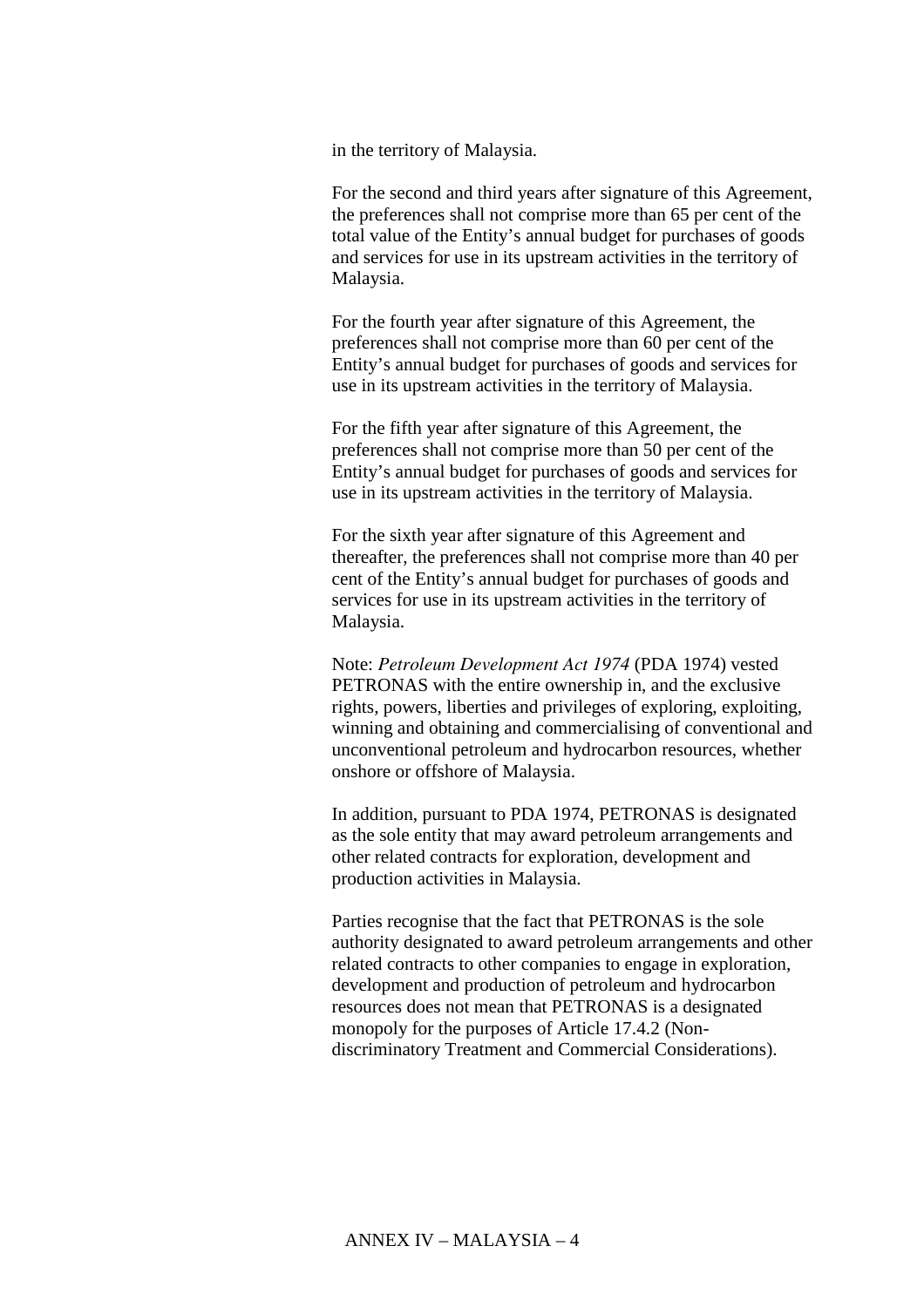in the territory of Malaysia.

For the second and third years after signature of this Agreement, the preferences shall not comprise more than 65 per cent of the total value of the Entity's annual budget for purchases of goods and services for use in its upstream activities in the territory of Malaysia.

For the fourth year after signature of this Agreement, the preferences shall not comprise more than 60 per cent of the Entity's annual budget for purchases of goods and services for use in its upstream activities in the territory of Malaysia.

For the fifth year after signature of this Agreement, the preferences shall not comprise more than 50 per cent of the Entity's annual budget for purchases of goods and services for use in its upstream activities in the territory of Malaysia.

For the sixth year after signature of this Agreement and thereafter, the preferences shall not comprise more than 40 per cent of the Entity's annual budget for purchases of goods and services for use in its upstream activities in the territory of Malaysia.

Note: *Petroleum Development Act 1974* (PDA 1974) vested PETRONAS with the entire ownership in, and the exclusive rights, powers, liberties and privileges of exploring, exploiting, winning and obtaining and commercialising of conventional and unconventional petroleum and hydrocarbon resources, whether onshore or offshore of Malaysia.

In addition, pursuant to PDA 1974, PETRONAS is designated as the sole entity that may award petroleum arrangements and other related contracts for exploration, development and production activities in Malaysia.

Parties recognise that the fact that PETRONAS is the sole authority designated to award petroleum arrangements and other related contracts to other companies to engage in exploration, development and production of petroleum and hydrocarbon resources does not mean that PETRONAS is a designated monopoly for the purposes of Article 17.4.2 (Non-discriminatory Treatment and Commercial Considerations).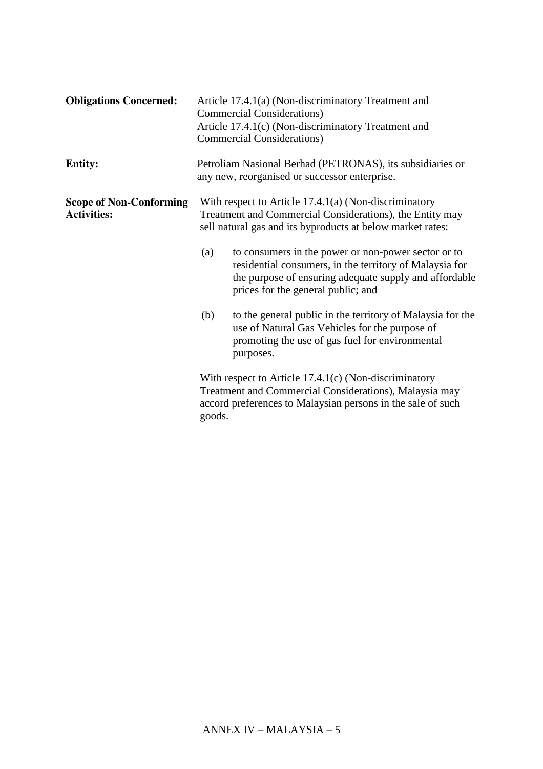**Obligations Concerned:** Article 17.4.1(a) (Non-discriminatory Treatment and Commercial Considerations)
Article 17.4.1(c) (Non-discriminatory Treatment and Commercial Considerations)

**Entity:** Petroliam Nasional Berhad (PETRONAS), its subsidiaries or any new, reorganised or successor enterprise.

**Scope of Non-Conforming Activities:** With respect to Article 17.4.1(a) (Non-discriminatory Treatment and Commercial Considerations), the Entity may sell natural gas and its byproducts at below market rates:

(a) to consumers in the power or non-power sector or to residential consumers, in the territory of Malaysia for the purpose of ensuring adequate supply and affordable prices for the general public; and

(b) to the general public in the territory of Malaysia for the use of Natural Gas Vehicles for the purpose of promoting the use of gas fuel for environmental purposes.

With respect to Article 17.4.1(c) (Non-discriminatory Treatment and Commercial Considerations), Malaysia may accord preferences to Malaysian persons in the sale of such goods.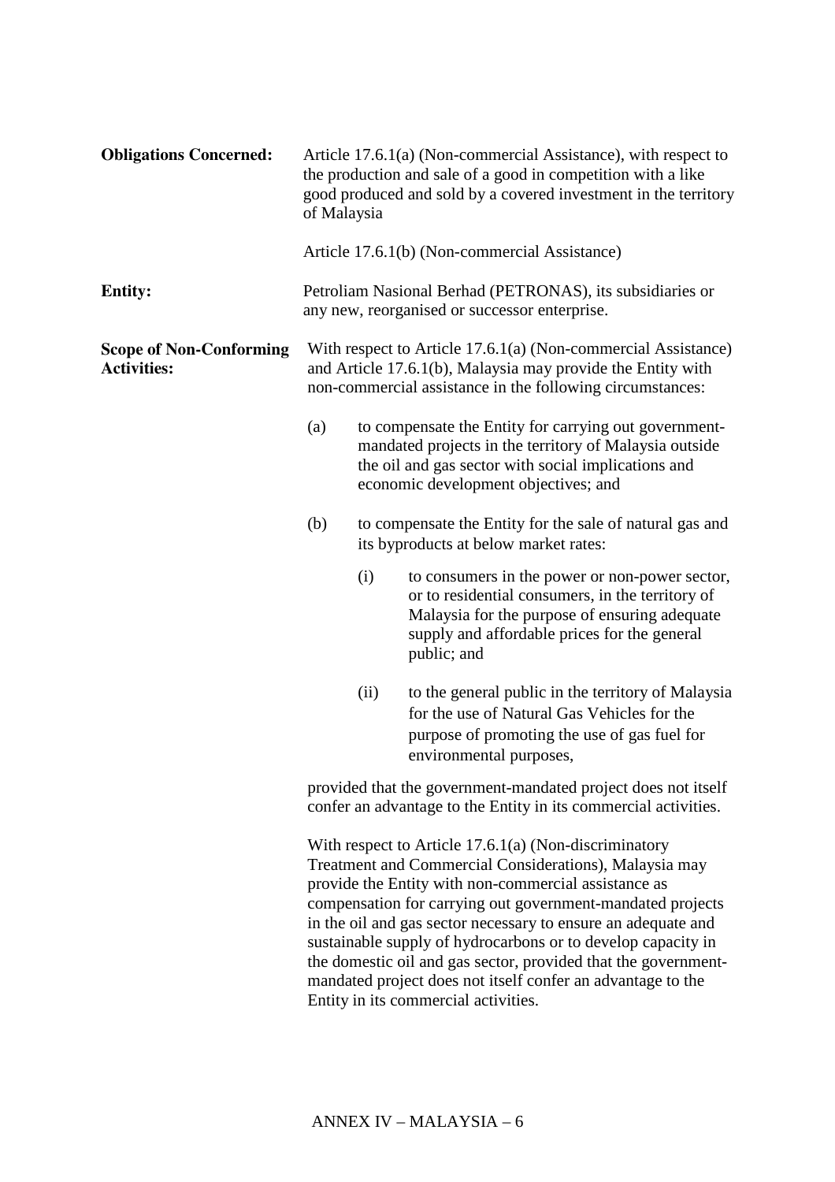**Obligations Concerned:** Article 17.6.1(a) (Non-commercial Assistance), with respect to the production and sale of a good in competition with a like good produced and sold by a covered investment in the territory of Malaysia

Article 17.6.1(b) (Non-commercial Assistance)

**Entity:** Petroliam Nasional Berhad (PETRONAS), its subsidiaries or any new, reorganised or successor enterprise.

**Scope of Non-Conforming Activities:** With respect to Article 17.6.1(a) (Non-commercial Assistance) and Article 17.6.1(b), Malaysia may provide the Entity with non-commercial assistance in the following circumstances:

(a) to compensate the Entity for carrying out government-mandated projects in the territory of Malaysia outside the oil and gas sector with social implications and economic development objectives; and

(b) to compensate the Entity for the sale of natural gas and its byproducts at below market rates:

 (i) to consumers in the power or non-power sector, or to residential consumers, in the territory of Malaysia for the purpose of ensuring adequate supply and affordable prices for the general public; and

 (ii) to the general public in the territory of Malaysia for the use of Natural Gas Vehicles for the purpose of promoting the use of gas fuel for environmental purposes,

provided that the government-mandated project does not itself confer an advantage to the Entity in its commercial activities.

With respect to Article 17.6.1(a) (Non-discriminatory Treatment and Commercial Considerations), Malaysia may provide the Entity with non-commercial assistance as compensation for carrying out government-mandated projects in the oil and gas sector necessary to ensure an adequate and sustainable supply of hydrocarbons or to develop capacity in the domestic oil and gas sector, provided that the government-mandated project does not itself confer an advantage to the Entity in its commercial activities.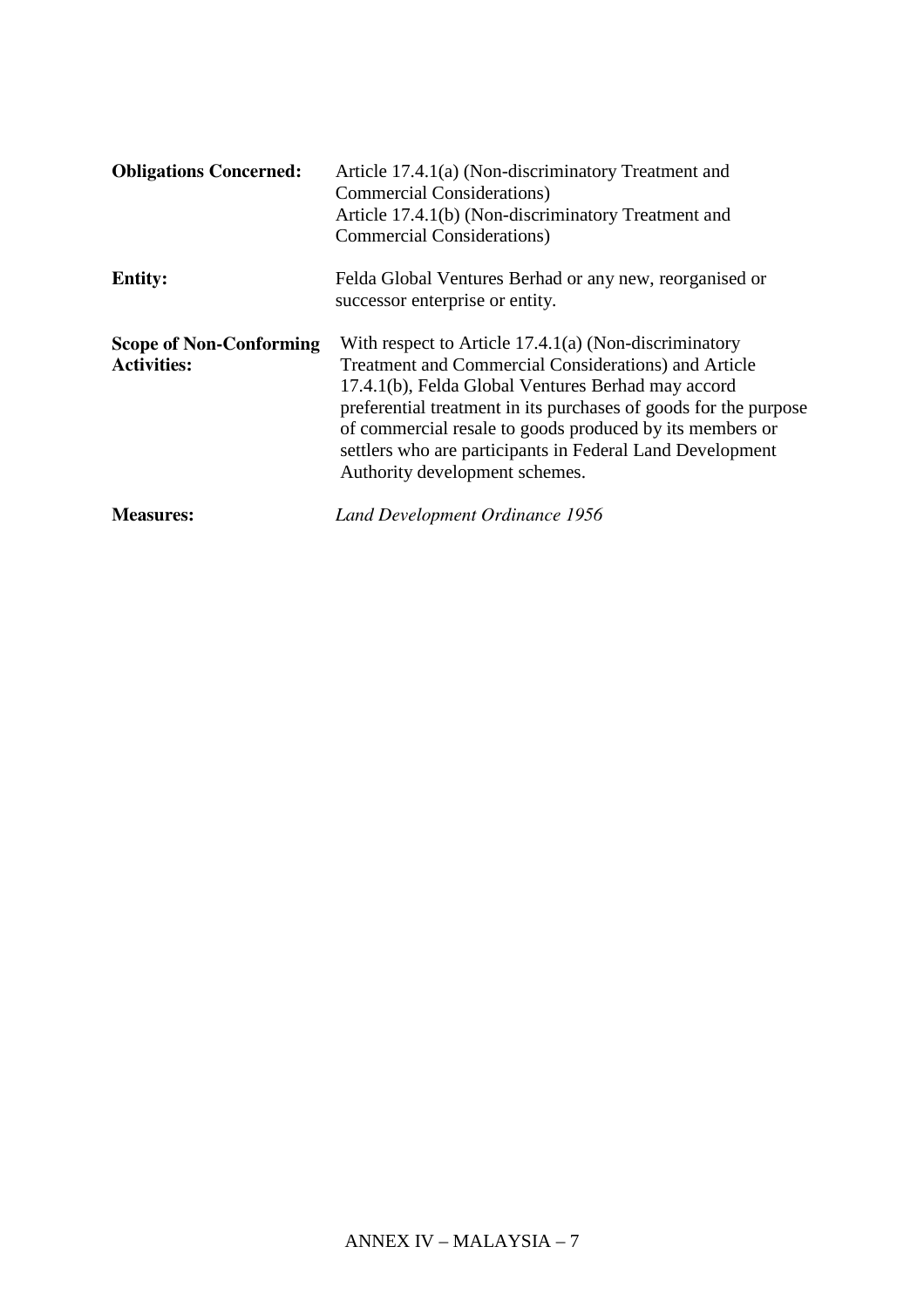| | |
|---|---|
| **Obligations Concerned:** | Article 17.4.1(a) (Non-discriminatory Treatment and Commercial Considerations)<br>Article 17.4.1(b) (Non-discriminatory Treatment and Commercial Considerations) |
| **Entity:** | Felda Global Ventures Berhad or any new, reorganised or successor enterprise or entity. |
| **Scope of Non-Conforming Activities:** | With respect to Article 17.4.1(a) (Non-discriminatory Treatment and Commercial Considerations) and Article 17.4.1(b), Felda Global Ventures Berhad may accord preferential treatment in its purchases of goods for the purpose of commercial resale to goods produced by its members or settlers who are participants in Federal Land Development Authority development schemes. |
| **Measures:** | *Land Development Ordinance 1956* |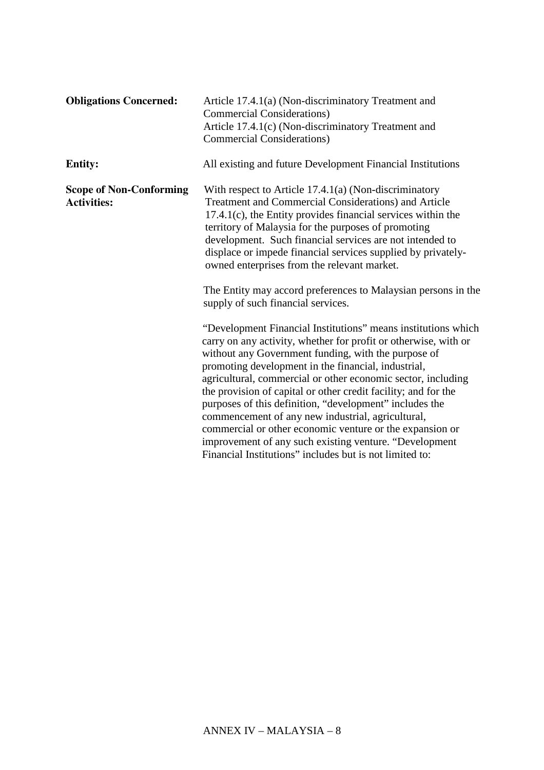**Obligations Concerned:** Article 17.4.1(a) (Non-discriminatory Treatment and Commercial Considerations)
Article 17.4.1(c) (Non-discriminatory Treatment and Commercial Considerations)

**Entity:** All existing and future Development Financial Institutions

**Scope of Non-Conforming Activities:** With respect to Article 17.4.1(a) (Non-discriminatory Treatment and Commercial Considerations) and Article 17.4.1(c), the Entity provides financial services within the territory of Malaysia for the purposes of promoting development. Such financial services are not intended to displace or impede financial services supplied by privately-owned enterprises from the relevant market.

The Entity may accord preferences to Malaysian persons in the supply of such financial services.

"Development Financial Institutions" means institutions which carry on any activity, whether for profit or otherwise, with or without any Government funding, with the purpose of promoting development in the financial, industrial, agricultural, commercial or other economic sector, including the provision of capital or other credit facility; and for the purposes of this definition, "development" includes the commencement of any new industrial, agricultural, commercial or other economic venture or the expansion or improvement of any such existing venture. "Development Financial Institutions" includes but is not limited to: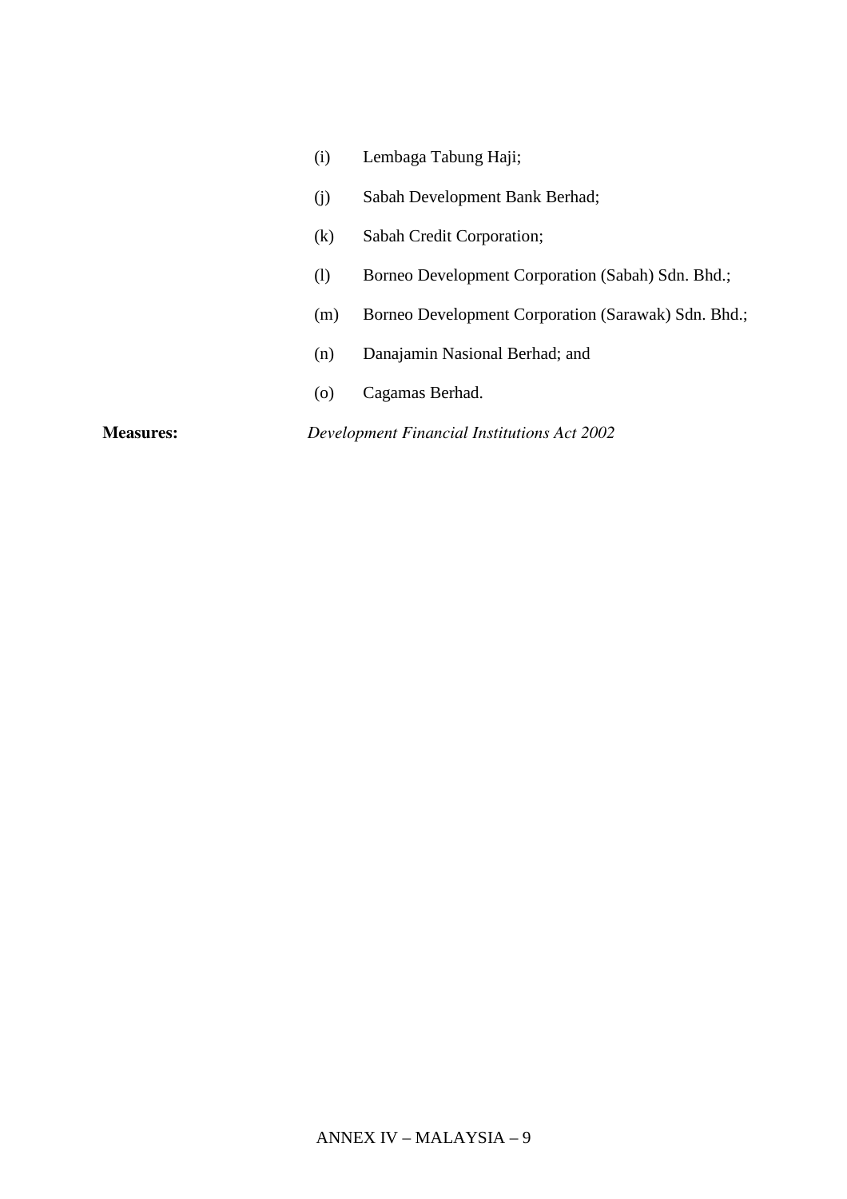(i) Lembaga Tabung Haji;

(j) Sabah Development Bank Berhad;

(k) Sabah Credit Corporation;

(l) Borneo Development Corporation (Sabah) Sdn. Bhd.;

(m) Borneo Development Corporation (Sarawak) Sdn. Bhd.;

(n) Danajamin Nasional Berhad; and

(o) Cagamas Berhad.

**Measures:** *Development Financial Institutions Act 2002*